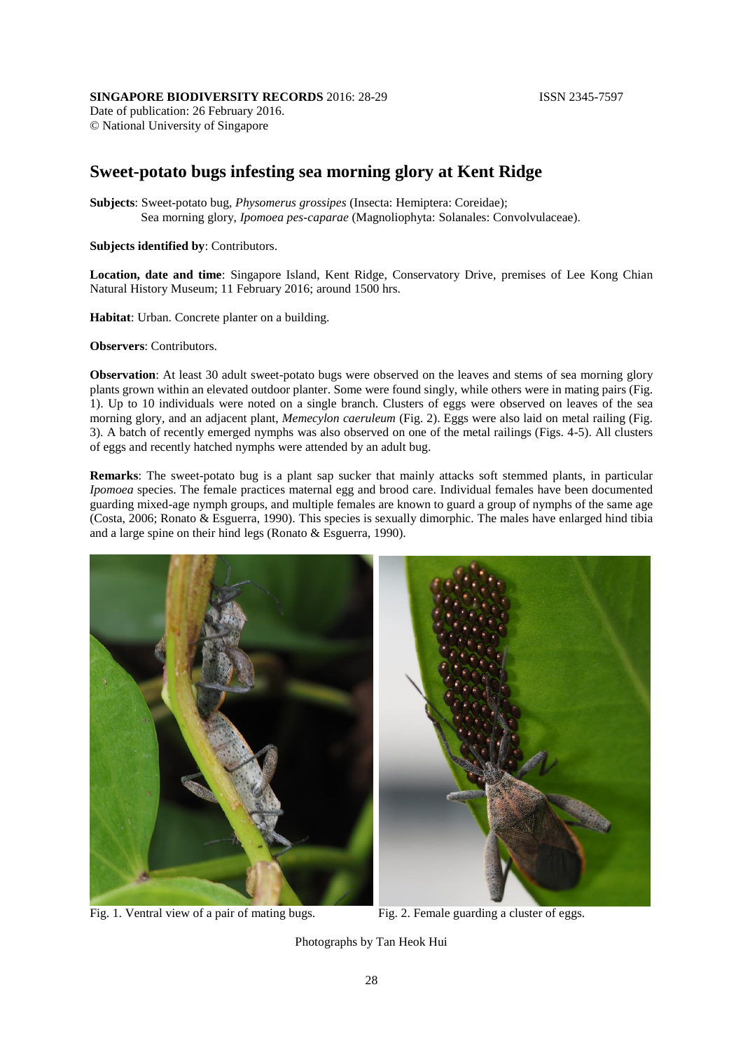# Sweet-potato bugs infesting sea morning glory at Kent Ridge

**Subjects**: Sweet-potato bug, *Physomerus grossipes* (Insecta: Hemiptera: Coreidae);
Sea morning glory, *Ipomoea pes-caparae* (Magnoliophyta: Solanales: Convolvulaceae).

**Subjects identified by**: Contributors.

**Location, date and time**: Singapore Island, Kent Ridge, Conservatory Drive, premises of Lee Kong Chian Natural History Museum; 11 February 2016; around 1500 hrs.

**Habitat**: Urban. Concrete planter on a building.

**Observers**: Contributors.

**Observation**: At least 30 adult sweet-potato bugs were observed on the leaves and stems of sea morning glory plants grown within an elevated outdoor planter. Some were found singly, while others were in mating pairs (Fig. 1). Up to 10 individuals were noted on a single branch. Clusters of eggs were observed on leaves of the sea morning glory, and an adjacent plant, *Memecylon caeruleum* (Fig. 2). Eggs were also laid on metal railing (Fig. 3). A batch of recently emerged nymphs was also observed on one of the metal railings (Figs. 4-5). All clusters of eggs and recently hatched nymphs were attended by an adult bug.

**Remarks**: The sweet-potato bug is a plant sap sucker that mainly attacks soft stemmed plants, in particular *Ipomoea* species. The female practices maternal egg and brood care. Individual females have been documented guarding mixed-age nymph groups, and multiple females are known to guard a group of nymphs of the same age (Costa, 2006; Ronato & Esguerra, 1990). This species is sexually dimorphic. The males have enlarged hind tibia and a large spine on their hind legs (Ronato & Esguerra, 1990).

Fig. 1. Ventral view of a pair of mating bugs.

Fig. 2. Female guarding a cluster of eggs.

Photographs by Tan Heok Hui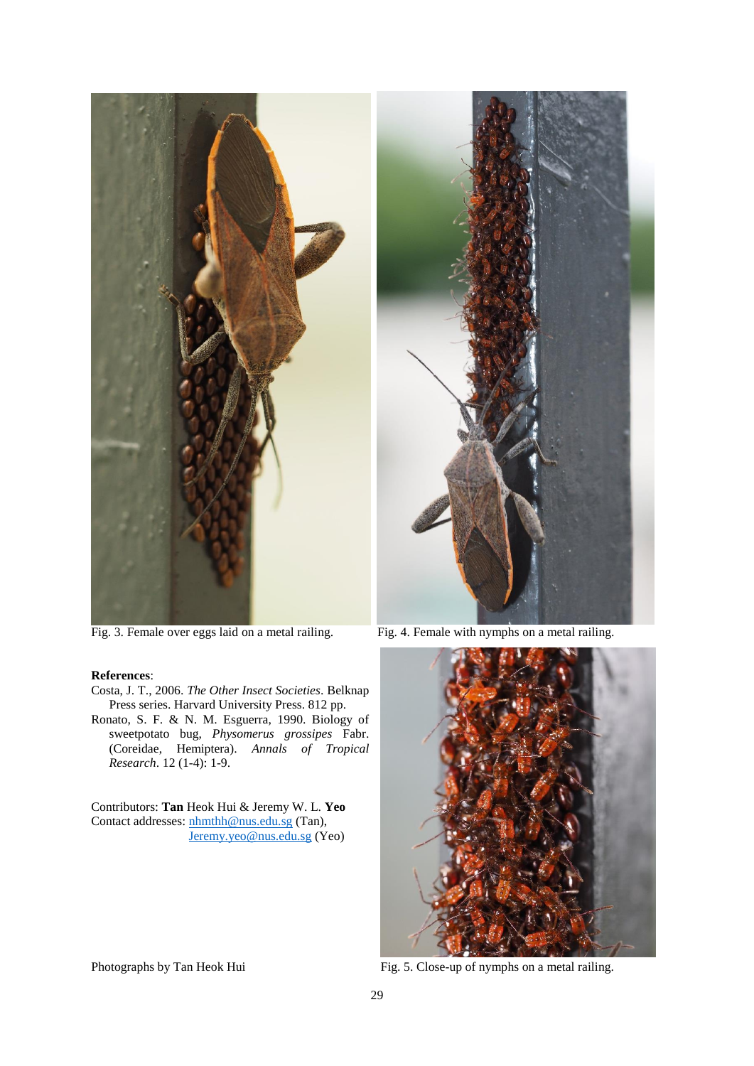Fig. 3. Female over eggs laid on a metal railing.

Fig. 4. Female with nymphs on a metal railing.

**References**:

Costa, J. T., 2006. *The Other Insect Societies*. Belknap Press series. Harvard University Press. 812 pp.

Ronato, S. F. & N. M. Esguerra, 1990. Biology of sweetpotato bug, *Physomerus grossipes* Fabr. (Coreidae, Hemiptera). *Annals of Tropical Research*. 12 (1-4): 1-9.

Contributors: **Tan** Heok Hui & Jeremy W. L. **Yeo**
Contact addresses: nhmthh@nus.edu.sg (Tan),
Jeremy.yeo@nus.edu.sg (Yeo)

Photographs by Tan Heok Hui

Fig. 5. Close-up of nymphs on a metal railing.